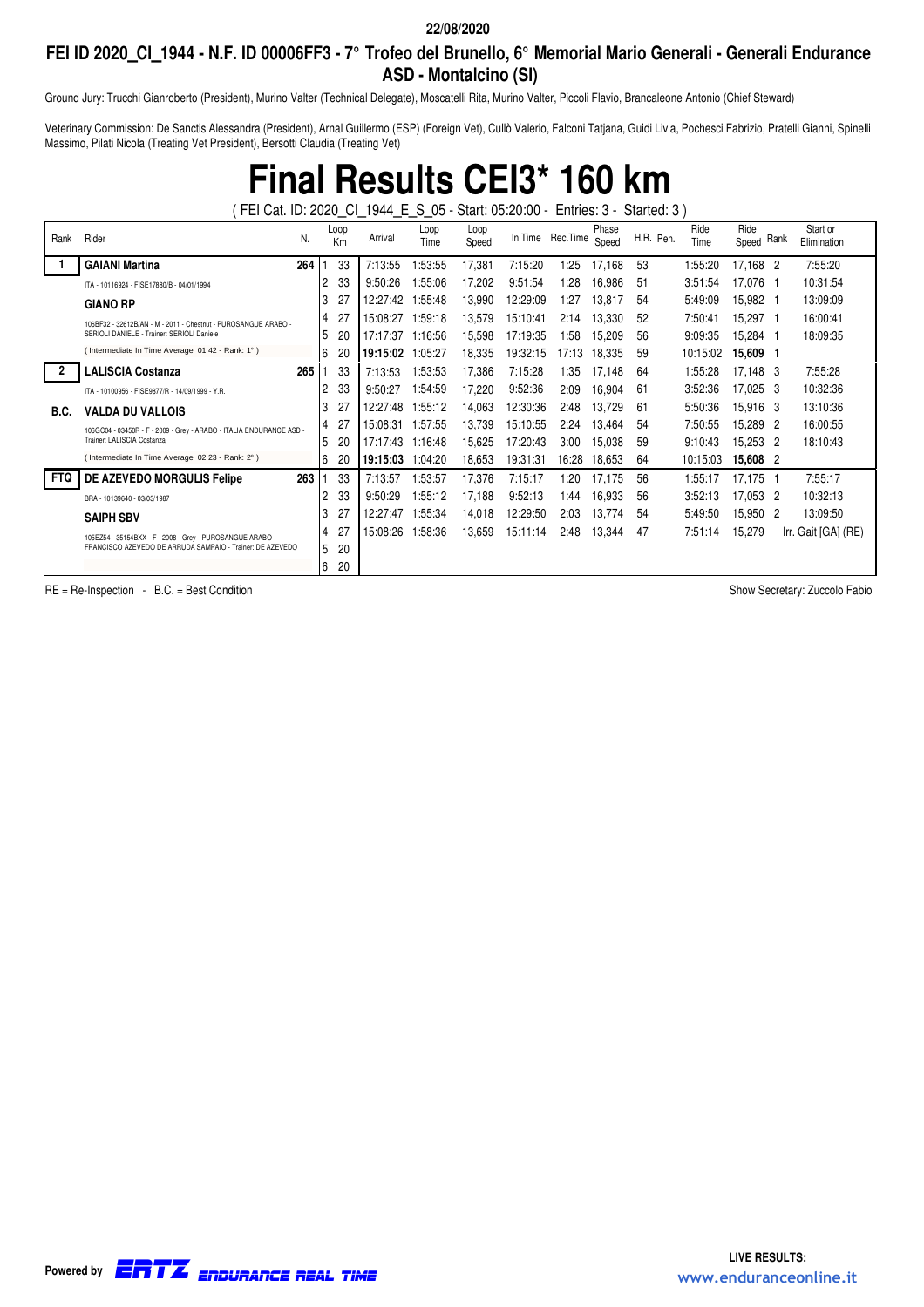22/08/2020

## FEI ID 2020_CI_1944 - N.F. ID 00006FF3 - 7° Trofeo del Brunello, 6° Memorial Mario Generali - Generali Endurance ASD - Montalcino (SI)

Ground Jury: Trucchi Gianroberto (President), Murino Valter (Technical Delegate), Moscatelli Rita, Murino Valter, Piccoli Flavio, Brancaleone Antonio (Chief Steward)

Veterinary Commission: De Sanctis Alessandra (President), Arnal Guillermo (ESP) (Foreign Vet), Cullò Valerio, Falconi Tatjana, Guidi Livia, Pochesci Fabrizio, Pratelli Gianni, Spinelli Massimo, Pilati Nicola (Treating Vet President), Bersotti Claudia (Treating Vet)

# Final Results CEI3* 160 km

( FEI Cat. ID: 2020_CI_1944_E_S_05 - Start: 05:20:00 - Entries: 3 - Started: 3 )

| Rank | Rider | N. | Loop | Km | Arrival | Loop Time | Loop Speed | In Time | Rec.Time | Phase Speed | H.R. | Pen. | Ride Time | Ride Speed | Rank | Start or Elimination |
|---|---|---|---|---|---|---|---|---|---|---|---|---|---|---|---|---|
| 1 | **GAIANI Martina** | **264** | 1 | 33 | 7:13:55 | 1:53:55 | 17,381 | 7:15:20 | 1:25 | 17,168 | 53 | | 1:55:20 | 17,168 | 2 | 7:55:20 |
| | ITA - 10116924 - FISE17880/B - 04/01/1994 | | 2 | 33 | 9:50:26 | 1:55:06 | 17,202 | 9:51:54 | 1:28 | 16,986 | 51 | | 3:51:54 | 17,076 | 1 | 10:31:54 |
| | **GIANO RP** | | 3 | 27 | 12:27:42 | 1:55:48 | 13,990 | 12:29:09 | 1:27 | 13,817 | 54 | | 5:49:09 | 15,982 | 1 | 13:09:09 |
| | 106BF32 - 32612B/AN - M - 2011 - Chestnut - PUROSANGUE ARABO - SERIOLI DANIELE - Trainer: SERIOLI Daniele | | 4 | 27 | 15:08:27 | 1:59:18 | 13,579 | 15:10:41 | 2:14 | 13,330 | 52 | | 7:50:41 | 15,297 | 1 | 16:00:41 |
| | | | 5 | 20 | 17:17:37 | 1:16:56 | 15,598 | 17:19:35 | 1:58 | 15,209 | 56 | | 9:09:35 | 15,284 | 1 | 18:09:35 |
| | ( Intermediate In Time Average: 01:42 - Rank: 1° ) | | 6 | 20 | **19:15:02** | 1:05:27 | 18,335 | 19:32:15 | 17:13 | 18,335 | 59 | | 10:15:02 | **15,609** | 1 | |
| 2 | **LALISCIA Costanza** | **265** | 1 | 33 | 7:13:53 | 1:53:53 | 17,386 | 7:15:28 | 1:35 | 17,148 | 64 | | 1:55:28 | 17,148 | 3 | 7:55:28 |
| | ITA - 10100956 - FISE9877/R - 14/09/1999 - Y.R. | | 2 | 33 | 9:50:27 | 1:54:59 | 17,220 | 9:52:36 | 2:09 | 16,904 | 61 | | 3:52:36 | 17,025 | 3 | 10:32:36 |
| B.C. | **VALDA DU VALLOIS** | | 3 | 27 | 12:27:48 | 1:55:12 | 14,063 | 12:30:36 | 2:48 | 13,729 | 61 | | 5:50:36 | 15,916 | 3 | 13:10:36 |
| | 106GC04 - 03450R - F - 2009 - Grey - ARABO - ITALIA ENDURANCE ASD - Trainer: LALISCIA Costanza | | 4 | 27 | 15:08:31 | 1:57:55 | 13,739 | 15:10:55 | 2:24 | 13,464 | 54 | | 7:50:55 | 15,289 | 2 | 16:00:55 |
| | | | 5 | 20 | 17:17:43 | 1:16:48 | 15,625 | 17:20:43 | 3:00 | 15,038 | 59 | | 9:10:43 | 15,253 | 2 | 18:10:43 |
| | ( Intermediate In Time Average: 02:23 - Rank: 2° ) | | 6 | 20 | **19:15:03** | 1:04:20 | 18,653 | 19:31:31 | 16:28 | 18,653 | 64 | | 10:15:03 | **15,608** | 2 | |
| FTQ | **DE AZEVEDO MORGULIS Felipe** | **263** | 1 | 33 | 7:13:57 | 1:53:57 | 17,376 | 7:15:17 | 1:20 | 17,175 | 56 | | 1:55:17 | 17,175 | 1 | 7:55:17 |
| | BRA - 10139640 - 03/03/1987 | | 2 | 33 | 9:50:29 | 1:55:12 | 17,188 | 9:52:13 | 1:44 | 16,933 | 56 | | 3:52:13 | 17,053 | 2 | 10:32:13 |
| | **SAIPH SBV** | | 3 | 27 | 12:27:47 | 1:55:34 | 14,018 | 12:29:50 | 2:03 | 13,774 | 54 | | 5:49:50 | 15,950 | 2 | 13:09:50 |
| | 105EZ54 - 35154BXX - F - 2008 - Grey - PUROSANGUE ARABO - FRANCISCO AZEVEDO DE ARRUDA SAMPAIO - Trainer: DE AZEVEDO | | 4 | 27 | 15:08:26 | 1:58:36 | 13,659 | 15:11:14 | 2:48 | 13,344 | 47 | | 7:51:14 | 15,279 | | Irr. Gait [GA] (RE) |
| | | | 5 | 20 | | | | | | | | | | | | |
| | | | 6 | 20 | | | | | | | | | | | | |

RE = Re-Inspection - B.C. = Best Condition

Show Secretary: Zuccolo Fabio

Powered by ERTZ ENDURANCE REAL TIME

LIVE RESULTS: www.enduranceonline.it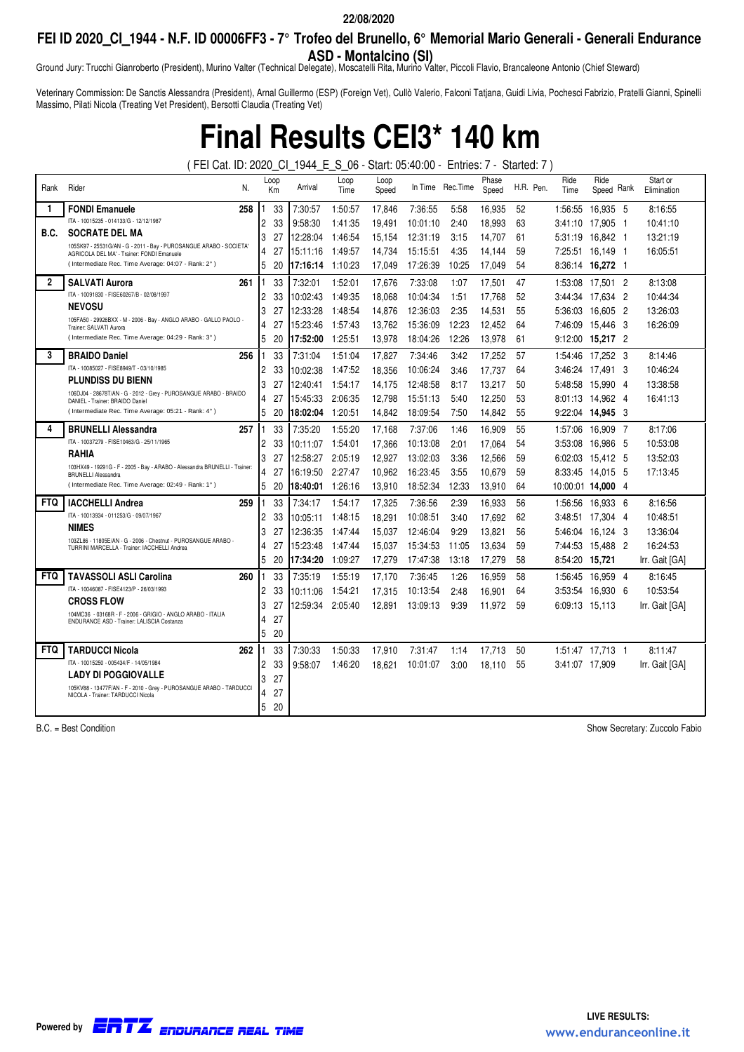22/08/2020

## FEI ID 2020_CI_1944 - N.F. ID 00006FF3 - 7° Trofeo del Brunello, 6° Memorial Mario Generali - Generali Endurance ASD - Montalcino (SI)

Ground Jury: Trucchi Gianroberto (President), Murino Valter (Technical Delegate), Moscatelli Rita, Murino Valter, Piccoli Flavio, Brancaleone Antonio (Chief Steward)

Veterinary Commission: De Sanctis Alessandra (President), Arnal Guillermo (ESP) (Foreign Vet), Cullò Valerio, Falconi Tatjana, Guidi Livia, Pochesci Fabrizio, Pratelli Gianni, Spinelli Massimo, Pilati Nicola (Treating Vet President), Bersotti Claudia (Treating Vet)

# Final Results CEI3* 140 km

( FEI Cat. ID: 2020_CI_1944_E_S_06 - Start: 05:40:00 - Entries: 7 - Started: 7 )

| Rank | Rider | N. | Loop | Km | Arrival | Loop Time | Loop Speed | In Time | Rec.Time | Phase Speed | H.R. | Pen. | Ride Time | Ride Speed | Rank | Start or Elimination |
|---|---|---|---|---|---|---|---|---|---|---|---|---|---|---|---|---|
| 1 | **FONDI Emanuele** | 258 | 1 | 33 | 7:30:57 | 1:50:57 | 17,846 | 7:36:55 | 5:58 | 16,935 | 52 | | 1:56:55 | 16,935 | 5 | 8:16:55 |
| | ITA - 10015235 - 014133/G - 12/12/1987 | | 2 | 33 | 9:58:30 | 1:41:35 | 19,491 | 10:01:10 | 2:40 | 18,993 | 63 | | 3:41:10 | 17,905 | 1 | 10:41:10 |
| B.C. | **SOCRATE DEL MA** | | 3 | 27 | 12:28:04 | 1:46:54 | 15,154 | 12:31:19 | 3:15 | 14,707 | 61 | | 5:31:19 | 16,842 | 1 | 13:21:19 |
| | 105SK97 - 25531G/AN - G - 2011 - Bay - PUROSANGUE ARABO - SOCIETA' AGRICOLA DEL MA' - Trainer: FONDI Emanuele | | 4 | 27 | 15:11:16 | 1:49:57 | 14,734 | 15:15:51 | 4:35 | 14,144 | 59 | | 7:25:51 | 16,149 | 1 | 16:05:51 |
| | ( Intermediate Rec. Time Average: 04:07 - Rank: 2° ) | | 5 | 20 | **17:16:14** | 1:10:23 | 17,049 | 17:26:39 | 10:25 | 17,049 | 54 | | 8:36:14 | **16,272** | 1 | |
| 2 | **SALVATI Aurora** | 261 | 1 | 33 | 7:32:01 | 1:52:01 | 17,676 | 7:33:08 | 1:07 | 17,501 | 47 | | 1:53:08 | 17,501 | 2 | 8:13:08 |
| | ITA - 10091830 - FISE60267/B - 02/08/1997 | | 2 | 33 | 10:02:43 | 1:49:35 | 18,068 | 10:04:34 | 1:51 | 17,768 | 52 | | 3:44:34 | 17,634 | 2 | 10:44:34 |
| | **NEVOSU** | | 3 | 27 | 12:33:28 | 1:48:54 | 14,876 | 12:36:03 | 2:35 | 14,531 | 55 | | 5:36:03 | 16,605 | 2 | 13:26:03 |
| | 105FA50 - 29926BXX - M - 2006 - Bay - ANGLO ARABO - GALLO PAOLO - Trainer: SALVATI Aurora | | 4 | 27 | 15:23:46 | 1:57:43 | 13,762 | 15:36:09 | 12:23 | 12,452 | 64 | | 7:46:09 | 15,446 | 3 | 16:26:09 |
| | ( Intermediate Rec. Time Average: 04:29 - Rank: 3° ) | | 5 | 20 | **17:52:00** | 1:25:51 | 13,978 | 18:04:26 | 12:26 | 13,978 | 61 | | 9:12:00 | **15,217** | 2 | |
| 3 | **BRAIDO Daniel** | 256 | 1 | 33 | 7:31:04 | 1:51:04 | 17,827 | 7:34:46 | 3:42 | 17,252 | 57 | | 1:54:46 | 17,252 | 3 | 8:14:46 |
| | ITA - 10085027 - FISE8949/T - 03/10/1985 | | 2 | 33 | 10:02:38 | 1:47:52 | 18,356 | 10:06:24 | 3:46 | 17,737 | 64 | | 3:46:24 | 17,491 | 3 | 10:46:24 |
| | **PLUNDISS DU BIENN** | | 3 | 27 | 12:40:41 | 1:54:17 | 14,175 | 12:48:58 | 8:17 | 13,217 | 50 | | 5:48:58 | 15,990 | 4 | 13:38:58 |
| | 106DJ04 - 28678T/AN - G - 2012 - Grey - PUROSANGUE ARABO - BRAIDO DANIEL - Trainer: BRAIDO Daniel | | 4 | 27 | 15:45:33 | 2:06:35 | 12,798 | 15:51:13 | 5:40 | 12,250 | 53 | | 8:01:13 | 14,962 | 4 | 16:41:13 |
| | ( Intermediate Rec. Time Average: 05:21 - Rank: 4° ) | | 5 | 20 | **18:02:04** | 1:20:51 | 14,842 | 18:09:54 | 7:50 | 14,842 | 55 | | 9:22:04 | **14,945** | 3 | |
| 4 | **BRUNELLI Alessandra** | 257 | 1 | 33 | 7:35:20 | 1:55:20 | 17,168 | 7:37:06 | 1:46 | 16,909 | 55 | | 1:57:06 | 16,909 | 7 | 8:17:06 |
| | ITA - 10037279 - FISE10463/G - 25/11/1965 | | 2 | 33 | 10:11:07 | 1:54:01 | 17,366 | 10:13:08 | 2:01 | 17,064 | 54 | | 3:53:08 | 16,986 | 5 | 10:53:08 |
| | **RAHIA** | | 3 | 27 | 12:58:27 | 2:05:19 | 12,927 | 13:02:03 | 3:36 | 12,566 | 59 | | 6:02:03 | 15,412 | 5 | 13:52:03 |
| | 103HX49 - 19291G - F - 2005 - Bay - ARABO - Alessandra BRUNELLI - Trainer: BRUNELLI Alessandra | | 4 | 27 | 16:19:50 | 2:27:47 | 10,962 | 16:23:45 | 3:55 | 10,679 | 59 | | 8:33:45 | 14,015 | 5 | 17:13:45 |
| | ( Intermediate Rec. Time Average: 02:49 - Rank: 1° ) | | 5 | 20 | **18:40:01** | 1:26:16 | 13,910 | 18:52:34 | 12:33 | 13,910 | 64 | | 10:00:01 | **14,000** | 4 | |
| FTQ | **IACCHELLI Andrea** | 259 | 1 | 33 | 7:34:17 | 1:54:17 | 17,325 | 7:36:56 | 2:39 | 16,933 | 56 | | 1:56:56 | 16,933 | 6 | 8:16:56 |
| | ITA - 10013934 - 011253/G - 09/07/1967 | | 2 | 33 | 10:05:11 | 1:48:15 | 18,291 | 10:08:51 | 3:40 | 17,692 | 62 | | 3:48:51 | 17,304 | 4 | 10:48:51 |
| | **NIMES** | | 3 | 27 | 12:36:35 | 1:47:44 | 15,037 | 12:46:04 | 9:29 | 13,821 | 56 | | 5:46:04 | 16,124 | 3 | 13:36:04 |
| | 103ZL86 - 11805E/AN - G - 2006 - Chestnut - PUROSANGUE ARABO - TURRINI MARCELLA - Trainer: IACCHELLI Andrea | | 4 | 27 | 15:23:48 | 1:47:44 | 15,037 | 15:34:53 | 11:05 | 13,634 | 59 | | 7:44:53 | 15,488 | 2 | 16:24:53 |
| | | | 5 | 20 | 17:34:20 | 1:09:27 | 17,279 | 17:47:38 | 13:18 | 17,279 | 58 | | 8:54:20 | **15,721** | | Irr. Gait [GA] |
| FTQ | **TAVASSOLI ASLI Carolina** | 260 | 1 | 33 | 7:35:19 | 1:55:19 | 17,170 | 7:36:45 | 1:26 | 16,959 | 58 | | 1:56:45 | 16,959 | 4 | 8:16:45 |
| | ITA - 10046087 - FISE4123/P - 26/03/1993 | | 2 | 33 | 10:11:06 | 1:54:21 | 17,315 | 10:13:54 | 2:48 | 16,901 | 64 | | 3:53:54 | 16,930 | 6 | 10:53:54 |
| | **CROSS FLOW** | | 3 | 27 | 12:59:34 | 2:05:40 | 12,891 | 13:09:13 | 9:39 | 11,972 | 59 | | 6:09:13 | 15,113 | | Irr. Gait [GA] |
| | 104MC36 - 03168R - F - 2006 - GRIGIO - ANGLO ARABO - ITALIA ENDURANCE ASD - Trainer: LALISCIA Costanza | | 4 | 27 | | | | | | | | | | | | |
| | | | 5 | 20 | | | | | | | | | | | | |
| FTQ | **TARDUCCI Nicola** | 262 | 1 | 33 | 7:30:33 | 1:50:33 | 17,910 | 7:31:47 | 1:14 | 17,713 | 50 | | 1:51:47 | 17,713 | 1 | 8:11:47 |
| | ITA - 10015250 - 005434/F - 14/05/1984 | | 2 | 33 | 9:58:07 | 1:46:20 | 18,621 | 10:01:07 | 3:00 | 18,110 | 55 | | 3:41:07 | 17,909 | | Irr. Gait [GA] |
| | **LADY DI POGGIOVALLE** | | 3 | 27 | | | | | | | | | | | | |
| | 105KV88 - 13477F/AN - F - 2010 - Grey - PUROSANGUE ARABO - TARDUCCI NICOLA - Trainer: TARDUCCI Nicola | | 4 | 27 | | | | | | | | | | | | |
| | | | 5 | 20 | | | | | | | | | | | | |

B.C. = Best Condition

Show Secretary: Zuccolo Fabio

Powered by ERTZ ENDURANCE REAL TIME

LIVE RESULTS: www.enduranceonline.it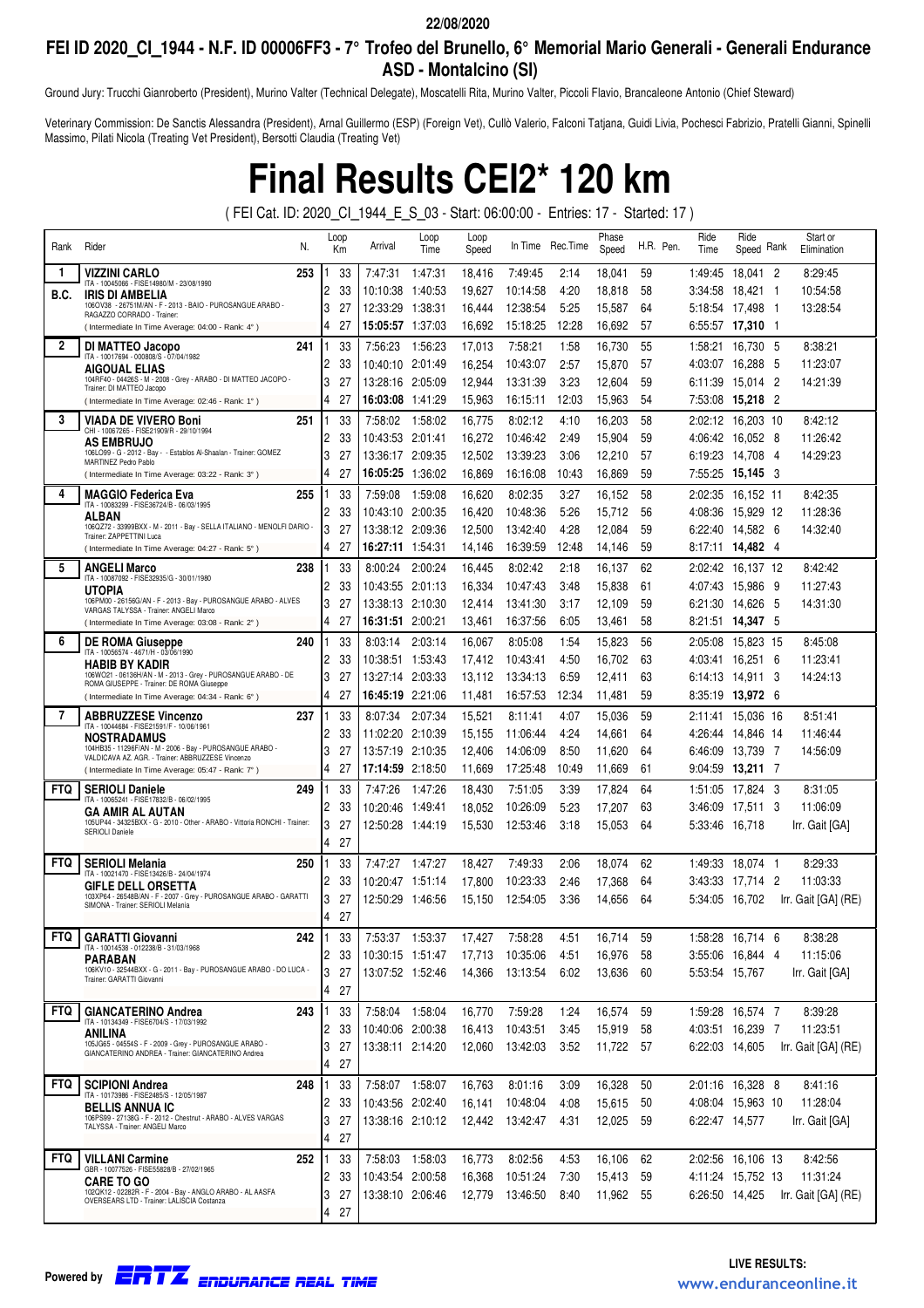22/08/2020

## FEI ID 2020_CI_1944 - N.F. ID 00006FF3 - 7° Trofeo del Brunello, 6° Memorial Mario Generali - Generali Endurance ASD - Montalcino (SI)

Ground Jury: Trucchi Gianroberto (President), Murino Valter (Technical Delegate), Moscatelli Rita, Murino Valter, Piccoli Flavio, Brancaleone Antonio (Chief Steward)

Veterinary Commission: De Sanctis Alessandra (President), Arnal Guillermo (ESP) (Foreign Vet), Cullò Valerio, Falconi Tatjana, Guidi Livia, Pochesci Fabrizio, Pratelli Gianni, Spinelli Massimo, Pilati Nicola (Treating Vet President), Bersotti Claudia (Treating Vet)

# Final Results CEI2* 120 km

( FEI Cat. ID: 2020_CI_1944_E_S_03 - Start: 06:00:00 - Entries: 17 - Started: 17 )

| Rank | Rider | N. | Loop | Km | Arrival | Loop Time | Loop Speed | In Time | Rec.Time | Phase Speed | H.R. | Pen. | Ride Time | Ride Speed | Rank | Start or Elimination |
|---|---|---|---|---|---|---|---|---|---|---|---|---|---|---|---|---|
| 1 | **VIZZINI CARLO** | 253 | 1 | 33 | 7:47:31 | 1:47:31 | 18,416 | 7:49:45 | 2:14 | 18,041 | 59 | | 1:49:45 | 18,041 | 2 | 8:29:45 |
| B.C. | ITA - 10045066 - FISE14980/M - 23/08/1990 **IRIS DI AMBELIA** | | 2 | 33 | 10:10:38 | 1:40:53 | 19,627 | 10:14:58 | 4:20 | 18,818 | 58 | | 3:34:58 | 18,421 | 1 | 10:54:58 |
| | 106OV38 - 26751M/AN - F - 2013 - BAIO - PUROSANGUE ARABO - RAGAZZO CORRADO - Trainer: | | 3 | 27 | 12:33:29 | 1:38:31 | 16,444 | 12:38:54 | 5:25 | 15,587 | 64 | | 5:18:54 | 17,498 | 1 | 13:28:54 |
| | ( Intermediate In Time Average: 04:00 - Rank: 4° ) | | 4 | 27 | **15:05:57** | 1:37:03 | 16,692 | 15:18:25 | 12:28 | 16,692 | 57 | | 6:55:57 | **17,310** | 1 | |
| 2 | **DI MATTEO Jacopo** | 241 | 1 | 33 | 7:56:23 | 1:56:23 | 17,013 | 7:58:21 | 1:58 | 16,730 | 55 | | 1:58:21 | 16,730 | 5 | 8:38:21 |
| | ITA - 10017694 - 000808/S - 07/04/1982 **AIGOUAL ELIAS** | | 2 | 33 | 10:40:10 | 2:01:49 | 16,254 | 10:43:07 | 2:57 | 15,870 | 57 | | 4:03:07 | 16,288 | 5 | 11:23:07 |
| | 104RF40 - 04426S - M - 2008 - Grey - ARABO - DI MATTEO JACOPO - Trainer: DI MATTEO Jacopo | | 3 | 27 | 13:28:16 | 2:05:09 | 12,944 | 13:31:39 | 3:23 | 12,604 | 59 | | 6:11:39 | 15,014 | 2 | 14:21:39 |
| | ( Intermediate In Time Average: 02:46 - Rank: 1° ) | | 4 | 27 | **16:03:08** | 1:41:29 | 15,963 | 16:15:11 | 12:03 | 15,963 | 54 | | 7:53:08 | **15,218** | 2 | |
| 3 | **VIADA DE VIVERO Boni** | 251 | 1 | 33 | 7:58:02 | 1:58:02 | 16,775 | 8:02:12 | 4:10 | 16,203 | 58 | | 2:02:12 | 16,203 | 10 | 8:42:12 |
| | CHI - 10067265 - FISE21909/R - 29/10/1994 **AS EMBRUJO** | | 2 | 33 | 10:43:53 | 2:01:41 | 16,272 | 10:46:42 | 2:49 | 15,904 | 59 | | 4:06:42 | 16,052 | 8 | 11:26:42 |
| | 106LO99 - G - 2012 - Bay - - Establos Al-Shaalan - Trainer: GOMEZ MARTINEZ Pedro Pablo | | 3 | 27 | 13:36:17 | 2:09:35 | 12,502 | 13:39:23 | 3:06 | 12,210 | 57 | | 6:19:23 | 14,708 | 4 | 14:29:23 |
| | ( Intermediate In Time Average: 03:22 - Rank: 3° ) | | 4 | 27 | **16:05:25** | 1:36:02 | 16,869 | 16:16:08 | 10:43 | 16,869 | 59 | | 7:55:25 | **15,145** | 3 | |
| 4 | **MAGGIO Federica Eva** | 255 | 1 | 33 | 7:59:08 | 1:59:08 | 16,620 | 8:02:35 | 3:27 | 16,152 | 58 | | 2:02:35 | 16,152 | 11 | 8:42:35 |
| | ITA - 10083299 - FISE36724/B - 06/03/1995 **ALBAN** | | 2 | 33 | 10:43:10 | 2:00:35 | 16,420 | 10:48:36 | 5:26 | 15,712 | 56 | | 4:08:36 | 15,929 | 12 | 11:28:36 |
| | 106QZ72 - 35999BXX - M - 2011 - Bay - SELLA ITALIANO - MENOLFI DARIO - Trainer: ZAPPETTINI Luca | | 3 | 27 | 13:38:12 | 2:09:36 | 12,500 | 13:42:40 | 4:28 | 12,084 | 59 | | 6:22:40 | 14,582 | 6 | 14:32:40 |
| | ( Intermediate In Time Average: 04:27 - Rank: 5° ) | | 4 | 27 | **16:27:11** | 1:54:31 | 14,146 | 16:39:59 | 12:48 | 14,146 | 59 | | 8:17:11 | **14,482** | 4 | |
| 5 | **ANGELI Marco** | 238 | 1 | 33 | 8:00:24 | 2:00:24 | 16,445 | 8:02:42 | 2:18 | 16,137 | 62 | | 2:02:42 | 16,137 | 12 | 8:42:42 |
| | ITA - 10087092 - FISE32935/G - 30/01/1980 **UTOPIA** | | 2 | 33 | 10:43:55 | 2:01:13 | 16,334 | 10:47:43 | 3:48 | 15,838 | 61 | | 4:07:43 | 15,986 | 9 | 11:27:43 |
| | 106PM00 - 26156G/AN - F - 2013 - Bay - PUROSANGUE ARABO - ALVES VARGAS TALYSSA - Trainer: ANGELI Marco | | 3 | 27 | 13:38:13 | 2:10:30 | 12,414 | 13:41:30 | 3:17 | 12,109 | 59 | | 6:21:30 | 14,626 | 5 | 14:31:30 |
| | ( Intermediate In Time Average: 03:08 - Rank: 2° ) | | 4 | 27 | **16:31:51** | 2:00:21 | 13,461 | 16:37:56 | 6:05 | 13,461 | 58 | | 8:21:51 | **14,347** | 5 | |
| 6 | **DE ROMA Giuseppe** | 240 | 1 | 33 | 8:03:14 | 2:03:14 | 16,067 | 8:05:08 | 1:54 | 15,823 | 56 | | 2:05:08 | 15,823 | 15 | 8:45:08 |
| | ITA - 10056574 - 4671/H - 03/06/1990 **HABIB BY KADIR** | | 2 | 33 | 10:38:51 | 1:53:43 | 17,412 | 10:43:41 | 4:50 | 16,702 | 63 | | 4:03:41 | 16,251 | 6 | 11:23:41 |
| | 106WO21 - 06136H/AN - M - 2013 - Grey - PUROSANGUE ARABO - DE ROMA GIUSEPPE - Trainer: DE ROMA Giuseppe | | 3 | 27 | 13:27:14 | 2:03:33 | 13,112 | 13:34:13 | 6:59 | 12,411 | 63 | | 6:14:13 | 14,911 | 3 | 14:24:13 |
| | ( Intermediate In Time Average: 04:34 - Rank: 6° ) | | 4 | 27 | **16:45:19** | 2:21:06 | 11,481 | 16:57:53 | 12:34 | 11,481 | 59 | | 8:35:19 | **13,972** | 6 | |
| 7 | **ABBRUZZESE Vincenzo** | 237 | 1 | 33 | 8:07:34 | 2:07:34 | 15,521 | 8:11:41 | 4:07 | 15,036 | 59 | | 2:11:41 | 15,036 | 16 | 8:51:41 |
| | ITA - 10044684 - FISE21591/F - 10/06/1961 **NOSTRADAMUS** | | 2 | 33 | 11:02:20 | 2:10:39 | 15,155 | 11:06:44 | 4:24 | 14,661 | 64 | | 4:26:44 | 14,846 | 14 | 11:46:44 |
| | 104HB35 - 11296F/AN - M - 2006 - Bay - PUROSANGUE ARABO - VALDICAVA AZ. AGR. - Trainer: ABBRUZZESE Vincenzo | | 3 | 27 | 13:57:19 | 2:10:35 | 12,406 | 14:06:09 | 8:50 | 11,620 | 64 | | 6:46:09 | 13,739 | 7 | 14:56:09 |
| | ( Intermediate In Time Average: 05:47 - Rank: 7° ) | | 4 | 27 | **17:14:59** | 2:18:50 | 11,669 | 17:25:48 | 10:49 | 11,669 | 61 | | 9:04:59 | **13,211** | 7 | |
| FTQ | **SERIOLI Daniele** | 249 | 1 | 33 | 7:47:26 | 1:47:26 | 18,430 | 7:51:05 | 3:39 | 17,824 | 64 | | 1:51:05 | 17,824 | 3 | 8:31:05 |
| | ITA - 10065241 - FISE17832/B - 06/02/1995 **GA AMIR AL AUTAN** | | 2 | 33 | 10:20:46 | 1:49:41 | 18,052 | 10:26:09 | 5:23 | 17,207 | 63 | | 3:46:09 | 17,511 | 3 | 11:06:09 |
| | 105UP44 - 34325BXX - G - 2010 - Other - ARABO - Vittoria RONCHI - Trainer: SERIOLI Daniele | | 3 | 27 | 12:50:28 | 1:44:19 | 15,530 | 12:53:46 | 3:18 | 15,053 | 64 | | 5:33:46 | 16,718 | | Irr. Gait [GA] |
| | | | 4 | 27 | | | | | | | | | | | | |
| FTQ | **SERIOLI Melania** | 250 | 1 | 33 | 7:47:27 | 1:47:27 | 18,427 | 7:49:33 | 2:06 | 18,074 | 62 | | 1:49:33 | 18,074 | 1 | 8:29:33 |
| | ITA - 10021470 - FISE13426/B - 24/04/1974 **GIFLE DELL ORSETTA** | | 2 | 33 | 10:20:47 | 1:51:14 | 17,800 | 10:23:33 | 2:46 | 17,368 | 64 | | 3:43:33 | 17,714 | 2 | 11:03:33 |
| | 103XP64 - 26548B/AN - F - 2007 - Grey - PUROSANGUE ARABO - GARATTI SIMONA - Trainer: SERIOLI Melania | | 3 | 27 | 12:50:29 | 1:46:56 | 15,150 | 12:54:05 | 3:36 | 14,656 | 64 | | 5:34:05 | 16,702 | | Irr. Gait [GA] (RE) |
| | | | 4 | 27 | | | | | | | | | | | | |
| FTQ | **GARATTI Giovanni** | 242 | 1 | 33 | 7:53:37 | 1:53:37 | 17,427 | 7:58:28 | 4:51 | 16,714 | 59 | | 1:58:28 | 16,714 | 6 | 8:38:28 |
| | ITA - 10014538 - 012238/B - 31/03/1968 **PARABAN** | | 2 | 33 | 10:30:15 | 1:51:47 | 17,713 | 10:35:06 | 4:51 | 16,976 | 58 | | 3:55:06 | 16,844 | 4 | 11:15:06 |
| | 106KV10 - 32544BXX - G - 2011 - Bay - PUROSANGUE ARABO - DO LUCA - Trainer: GARATTI Giovanni | | 3 | 27 | 13:07:52 | 1:52:46 | 14,366 | 13:13:54 | 6:02 | 13,636 | 60 | | 5:53:54 | 15,767 | | Irr. Gait [GA] |
| | | | 4 | 27 | | | | | | | | | | | | |
| FTQ | **GIANCATERINO Andrea** | 243 | 1 | 33 | 7:58:04 | 1:58:04 | 16,770 | 7:59:28 | 1:24 | 16,574 | 59 | | 1:59:28 | 16,574 | 7 | 8:39:28 |
| | ITA - 10134349 - FISE6704/S - 17/03/1992 **ANILINA** | | 2 | 33 | 10:40:06 | 2:00:38 | 16,413 | 10:43:51 | 3:45 | 15,919 | 58 | | 4:03:51 | 16,239 | 7 | 11:23:51 |
| | 105JG65 - 04554S - F - 2009 - Grey - PUROSANGUE ARABO - GIANCATERINO ANDREA - Trainer: GIANCATERINO Andrea | | 3 | 27 | 13:38:11 | 2:14:20 | 12,060 | 13:42:03 | 3:52 | 11,722 | 57 | | 6:22:03 | 14,605 | | Irr. Gait [GA] (RE) |
| | | | 4 | 27 | | | | | | | | | | | | |
| FTQ | **SCIPIONI Andrea** | 248 | 1 | 33 | 7:58:07 | 1:58:07 | 16,763 | 8:01:16 | 3:09 | 16,328 | 50 | | 2:01:16 | 16,328 | 8 | 8:41:16 |
| | ITA - 10173986 - FISE2485/S - 12/05/1987 **BELLIS ANNUA IC** | | 2 | 33 | 10:43:56 | 2:02:40 | 16,141 | 10:48:04 | 4:08 | 15,615 | 50 | | 4:08:04 | 15,963 | 10 | 11:28:04 |
| | 106PS99 - 27138G - F - 2012 - Chestnut - ARABO - ALVES VARGAS TALYSSA - Trainer: ANGELI Marco | | 3 | 27 | 13:38:16 | 2:10:12 | 12,442 | 13:42:47 | 4:31 | 12,025 | 59 | | 6:22:47 | 14,577 | | Irr. Gait [GA] |
| | | | 4 | 27 | | | | | | | | | | | | |
| FTQ | **VILLANI Carmine** | 252 | 1 | 33 | 7:58:03 | 1:58:03 | 16,773 | 8:02:56 | 4:53 | 16,106 | 62 | | 2:02:56 | 16,106 | 13 | 8:42:56 |
| | GBR - 10077526 - FISE55828/B - 27/02/1965 **CARE TO GO** | | 2 | 33 | 10:43:54 | 2:00:58 | 16,368 | 10:51:24 | 7:30 | 15,413 | 59 | | 4:11:24 | 15,752 | 13 | 11:31:24 |
| | 102QK12 - 02282R - F - 2004 - Bay - ANGLO ARABO - AL AASFA OVERSEARS LTD - Trainer: LALISCIA Costanza | | 3 | 27 | 13:38:10 | 2:06:46 | 12,779 | 13:46:50 | 8:40 | 11,962 | 55 | | 6:26:50 | 14,425 | | Irr. Gait [GA] (RE) |
| | | | 4 | 27 | | | | | | | | | | | | |

Powered by ERTZ ENDURANCE REAL TIME

LIVE RESULTS: www.enduranceonline.it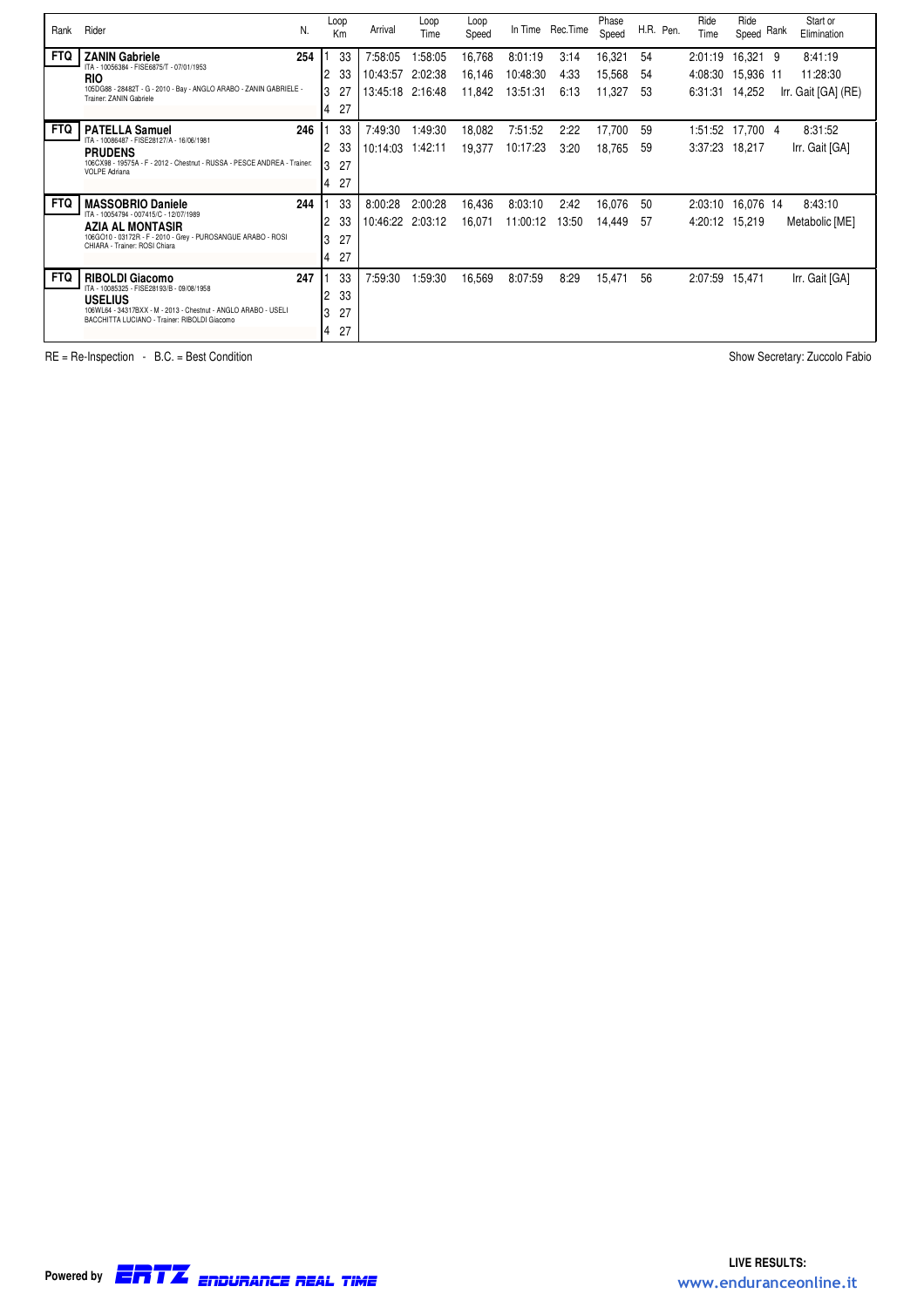| Rank | Rider | N. | Loop | Km | Arrival | Loop Time | Loop Speed | In Time | Rec.Time | Phase Speed | H.R. | Pen. | Ride Time | Ride Speed | Rank | Start or Elimination |
|---|---|---|---|---|---|---|---|---|---|---|---|---|---|---|---|---|
| FTQ | **ZANIN Gabriele**<br>ITA - 10056384 - FISE6875/T - 07/01/1953<br>**RIO**<br>105DG88 - 28482T - G - 2010 - Bay - ANGLO ARABO - ZANIN GABRIELE - Trainer: ZANIN Gabriele | 254 | 1 | 33 | 7:58:05 | 1:58:05 | 16,768 | 8:01:19 | 3:14 | 16,321 | 54 | | 2:01:19 | 16,321 | 9 | 8:41:19 |
| | | | 2 | 33 | 10:43:57 | 2:02:38 | 16,146 | 10:48:30 | 4:33 | 15,568 | 54 | | 4:08:30 | 15,936 | 11 | 11:28:30 |
| | | | 3 | 27 | 13:45:18 | 2:16:48 | 11,842 | 13:51:31 | 6:13 | 11,327 | 53 | | 6:31:31 | 14,252 | | Irr. Gait [GA] (RE) |
| | | | 4 | 27 | | | | | | | | | | | | |
| FTQ | **PATELLA Samuel**<br>ITA - 10086487 - FISE28127/A - 16/06/1981<br>**PRUDENS**<br>106CX98 - 19575A - F - 2012 - Chestnut - RUSSA - PESCE ANDREA - Trainer: VOLPE Adriana | 246 | 1 | 33 | 7:49:30 | 1:49:30 | 18,082 | 7:51:52 | 2:22 | 17,700 | 59 | | 1:51:52 | 17,700 | 4 | 8:31:52 |
| | | | 2 | 33 | 10:14:03 | 1:42:11 | 19,377 | 10:17:23 | 3:20 | 18,765 | 59 | | 3:37:23 | 18,217 | | Irr. Gait [GA] |
| | | | 3 | 27 | | | | | | | | | | | | |
| | | | 4 | 27 | | | | | | | | | | | | |
| FTQ | **MASSOBRIO Daniele**<br>ITA - 10054794 - 007415/C - 12/07/1989<br>**AZIA AL MONTASIR**<br>106GO10 - 03172R - F - 2010 - Grey - PUROSANGUE ARABO - ROSI CHIARA - Trainer: ROSI Chiara | 244 | 1 | 33 | 8:00:28 | 2:00:28 | 16,436 | 8:03:10 | 2:42 | 16,076 | 50 | | 2:03:10 | 16,076 | 14 | 8:43:10 |
| | | | 2 | 33 | 10:46:22 | 2:03:12 | 16,071 | 11:00:12 | 13:50 | 14,449 | 57 | | 4:20:12 | 15,219 | | Metabolic [ME] |
| | | | 3 | 27 | | | | | | | | | | | | |
| | | | 4 | 27 | | | | | | | | | | | | |
| FTQ | **RIBOLDI Giacomo**<br>ITA - 10085325 - FISE28193/B - 09/08/1958<br>**USELIUS**<br>106WL64 - 34317BXX - M - 2013 - Chestnut - ANGLO ARABO - USELI BACCHITTA LUCIANO - Trainer: RIBOLDI Giacomo | 247 | 1 | 33 | 7:59:30 | 1:59:30 | 16,569 | 8:07:59 | 8:29 | 15,471 | 56 | | 2:07:59 | 15,471 | | Irr. Gait [GA] |
| | | | 2 | 33 | | | | | | | | | | | | |
| | | | 3 | 27 | | | | | | | | | | | | |
| | | | 4 | 27 | | | | | | | | | | | | |

RE = Re-Inspection - B.C. = Best Condition

Show Secretary: Zuccolo Fabio

Powered by ERTZ ENDURANCE REAL TIME

LIVE RESULTS: www.enduranceonline.it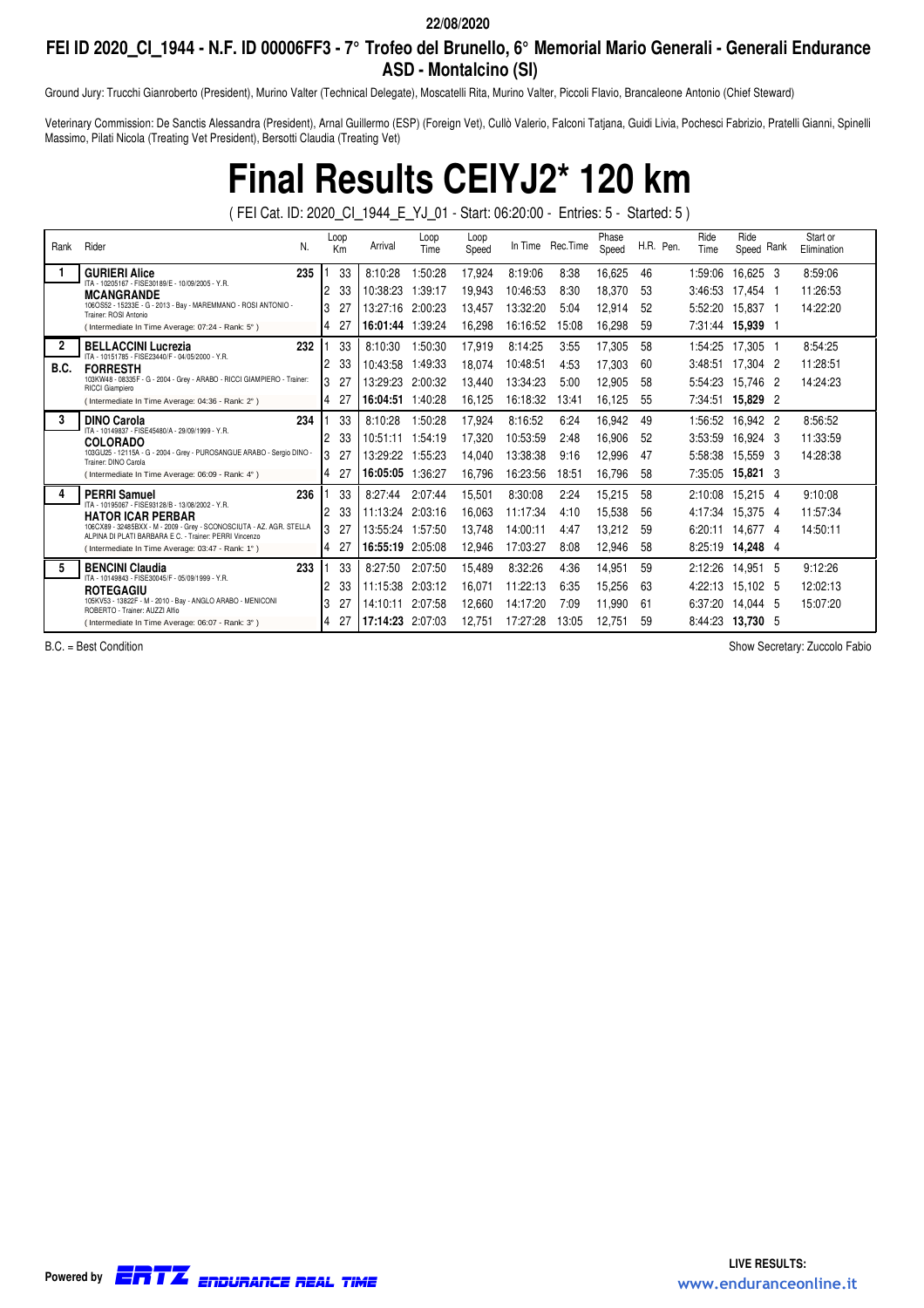22/08/2020

# FEI ID 2020_CI_1944 - N.F. ID 00006FF3 - 7° Trofeo del Brunello, 6° Memorial Mario Generali - Generali Endurance ASD - Montalcino (SI)

Ground Jury: Trucchi Gianroberto (President), Murino Valter (Technical Delegate), Moscatelli Rita, Murino Valter, Piccoli Flavio, Brancaleone Antonio (Chief Steward)

Veterinary Commission: De Sanctis Alessandra (President), Arnal Guillermo (ESP) (Foreign Vet), Cullò Valerio, Falconi Tatjana, Guidi Livia, Pochesci Fabrizio, Pratelli Gianni, Spinelli Massimo, Pilati Nicola (Treating Vet President), Bersotti Claudia (Treating Vet)

# Final Results CEIYJ2* 120 km

( FEI Cat. ID: 2020_CI_1944_E_YJ_01 - Start: 06:20:00 - Entries: 5 - Started: 5 )

| Rank | Rider | N. | Loop | Km | Arrival | Loop Time | Loop Speed | In Time | Rec.Time | Phase Speed | H.R. | Pen. | Ride Time | Ride Speed | Rank | Start or Elimination |
|---|---|---|---|---|---|---|---|---|---|---|---|---|---|---|---|---|
| 1 | **GURIERI Alice** ITA - 10205167 - FISE30189/E - 10/09/2005 - Y.R. | 235 | 1 | 33 | 8:10:28 | 1:50:28 | 17,924 | 8:19:06 | 8:38 | 16,625 | 46 | | 1:59:06 | 16,625 | 3 | 8:59:06 |
| | **MCANGRANDE** | | 2 | 33 | 10:38:23 | 1:39:17 | 19,943 | 10:46:53 | 8:30 | 18,370 | 53 | | 3:46:53 | 17,454 | 1 | 11:26:53 |
| | 106OS52 - 15233E - G - 2013 - Bay - MAREMMANO - ROSI ANTONIO - Trainer: ROSI Antonio | | 3 | 27 | 13:27:16 | 2:00:23 | 13,457 | 13:32:20 | 5:04 | 12,914 | 52 | | 5:52:20 | 15,837 | 1 | 14:22:20 |
| | ( Intermediate In Time Average: 07:24 - Rank: 5° ) | | 4 | 27 | **16:01:44** | 1:39:24 | 16,298 | 16:16:52 | 15:08 | 16,298 | 59 | | 7:31:44 | **15,939** | 1 | |
| 2 | **BELLACCINI Lucrezia** ITA - 10151785 - FISE23440/F - 04/05/2000 - Y.R. | 232 | 1 | 33 | 8:10:30 | 1:50:30 | 17,919 | 8:14:25 | 3:55 | 17,305 | 58 | | 1:54:25 | 17,305 | 1 | 8:54:25 |
| B.C. | **FORRESTH** | | 2 | 33 | 10:43:58 | 1:49:33 | 18,074 | 10:48:51 | 4:53 | 17,303 | 60 | | 3:48:51 | 17,304 | 2 | 11:28:51 |
| | 103KW48 - 08335F - G - 2004 - Grey - ARABO - RICCI GIAMPIERO - Trainer: RICCI Giampiero | | 3 | 27 | 13:29:23 | 2:00:32 | 13,440 | 13:34:23 | 5:00 | 12,905 | 58 | | 5:54:23 | 15,746 | 2 | 14:24:23 |
| | ( Intermediate In Time Average: 04:36 - Rank: 2° ) | | 4 | 27 | **16:04:51** | 1:40:28 | 16,125 | 16:18:32 | 13:41 | 16,125 | 55 | | 7:34:51 | **15,829** | 2 | |
| 3 | **DINO Carola** ITA - 10149837 - FISE45480/A - 29/09/1999 - Y.R. | 234 | 1 | 33 | 8:10:28 | 1:50:28 | 17,924 | 8:16:52 | 6:24 | 16,942 | 49 | | 1:56:52 | 16,942 | 2 | 8:56:52 |
| | **COLORADO** | | 2 | 33 | 10:51:11 | 1:54:19 | 17,320 | 10:53:59 | 2:48 | 16,906 | 52 | | 3:53:59 | 16,924 | 3 | 11:33:59 |
| | 103GU25 - 12115A - G - 2004 - Grey - PUROSANGUE ARABO - Sergio DINO - Trainer: DINO Carola | | 3 | 27 | 13:29:22 | 1:55:23 | 14,040 | 13:38:38 | 9:16 | 12,996 | 47 | | 5:58:38 | 15,559 | 3 | 14:28:38 |
| | ( Intermediate In Time Average: 06:09 - Rank: 4° ) | | 4 | 27 | **16:05:05** | 1:36:27 | 16,796 | 16:23:56 | 18:51 | 16,796 | 58 | | 7:35:05 | **15,821** | 3 | |
| 4 | **PERRI Samuel** ITA - 10195067 - FISE93128/B - 13/08/2002 - Y.R. | 236 | 1 | 33 | 8:27:44 | 2:07:44 | 15,501 | 8:30:08 | 2:24 | 15,215 | 58 | | 2:10:08 | 15,215 | 4 | 9:10:08 |
| | **HATOR ICAR PERBAR** | | 2 | 33 | 11:13:24 | 2:03:16 | 16,063 | 11:17:34 | 4:10 | 15,538 | 56 | | 4:17:34 | 15,375 | 4 | 11:57:34 |
| | 106CX89 - 32485BXX - M - 2009 - Grey - SCONOSCIUTA - AZ. AGR. STELLA ALPINA DI PLATI BARBARA E C. - Trainer: PERRI Vincenzo | | 3 | 27 | 13:55:24 | 1:57:50 | 13,748 | 14:00:11 | 4:47 | 13,212 | 59 | | 6:20:11 | 14,677 | 4 | 14:50:11 |
| | ( Intermediate In Time Average: 03:47 - Rank: 1° ) | | 4 | 27 | **16:55:19** | 2:05:08 | 12,946 | 17:03:27 | 8:08 | 12,946 | 58 | | 8:25:19 | **14,248** | 4 | |
| 5 | **BENCINI Claudia** ITA - 10149843 - FISE30045/F - 05/09/1999 - Y.R. | 233 | 1 | 33 | 8:27:50 | 2:07:50 | 15,489 | 8:32:26 | 4:36 | 14,951 | 59 | | 2:12:26 | 14,951 | 5 | 9:12:26 |
| | **ROTEGAGIU** | | 2 | 33 | 11:15:38 | 2:03:12 | 16,071 | 11:22:13 | 6:35 | 15,256 | 63 | | 4:22:13 | 15,102 | 5 | 12:02:13 |
| | 105KV53 - 13822F - M - 2010 - Bay - ANGLO ARABO - MENICONI ROBERTO - Trainer: AUZZI Alfio | | 3 | 27 | 14:10:11 | 2:07:58 | 12,660 | 14:17:20 | 7:09 | 11,990 | 61 | | 6:37:20 | 14,044 | 5 | 15:07:20 |
| | ( Intermediate In Time Average: 06:07 - Rank: 3° ) | | 4 | 27 | **17:14:23** | 2:07:03 | 12,751 | 17:27:28 | 13:05 | 12,751 | 59 | | 8:44:23 | **13,730** | 5 | |

B.C. = Best Condition

Show Secretary: Zuccolo Fabio

Powered by ERTZ ENDURANCE REAL TIME

LIVE RESULTS: www.enduranceonline.it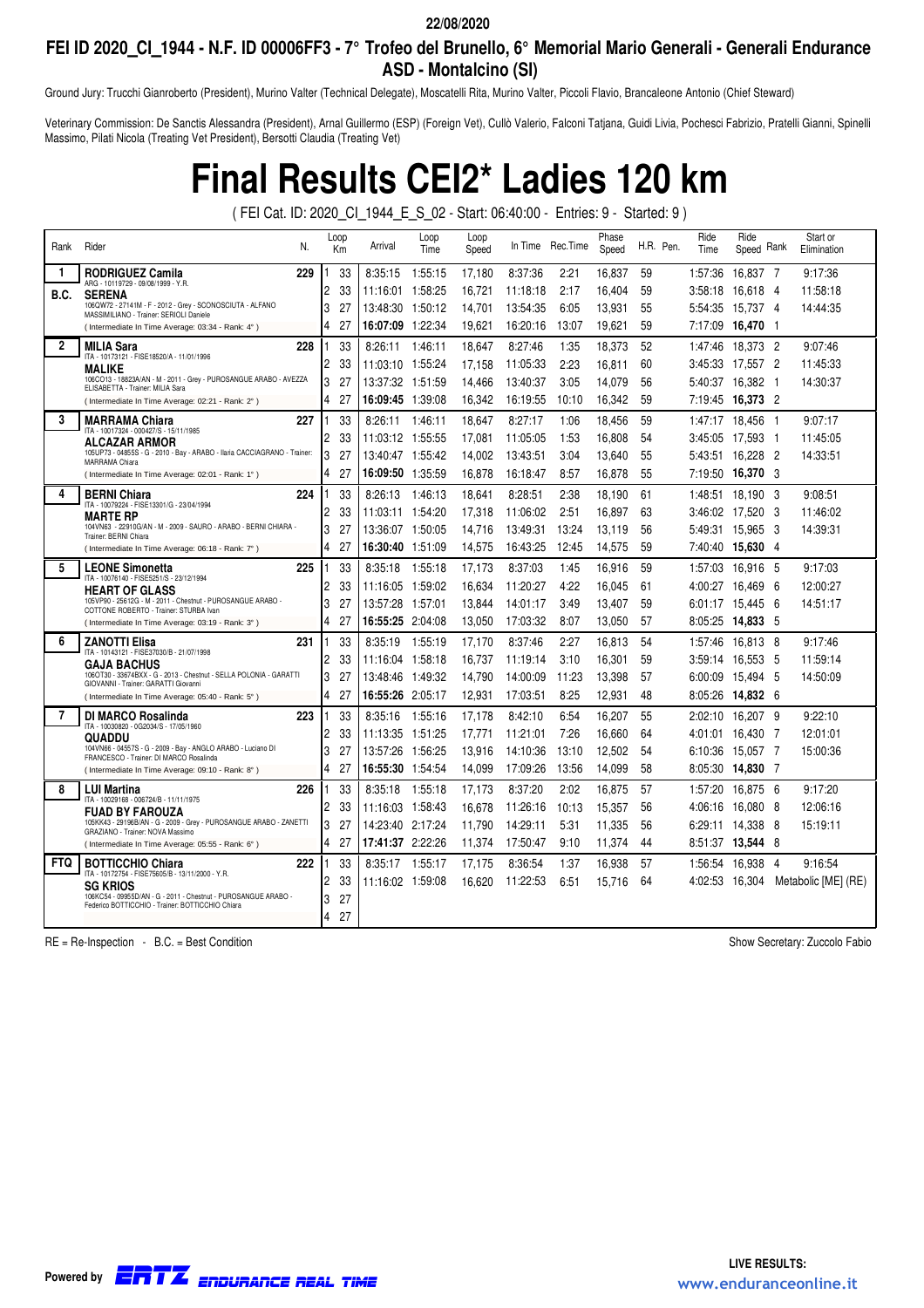22/08/2020

## FEI ID 2020_CI_1944 - N.F. ID 00006FF3 - 7° Trofeo del Brunello, 6° Memorial Mario Generali - Generali Endurance ASD - Montalcino (SI)

Ground Jury: Trucchi Gianroberto (President), Murino Valter (Technical Delegate), Moscatelli Rita, Murino Valter, Piccoli Flavio, Brancaleone Antonio (Chief Steward)

Veterinary Commission: De Sanctis Alessandra (President), Arnal Guillermo (ESP) (Foreign Vet), Cullò Valerio, Falconi Tatjana, Guidi Livia, Pochesci Fabrizio, Pratelli Gianni, Spinelli Massimo, Pilati Nicola (Treating Vet President), Bersotti Claudia (Treating Vet)

# Final Results CEI2* Ladies 120 km

( FEI Cat. ID: 2020_CI_1944_E_S_02 - Start: 06:40:00 - Entries: 9 - Started: 9 )

| Rank | Rider | N. | Loop | Km | Arrival | Loop Time | Loop Speed | In Time | Rec.Time | Phase Speed | H.R. | Pen. | Ride Time | Ride Speed | Rank | Start or Elimination |
|---|---|---|---|---|---|---|---|---|---|---|---|---|---|---|---|---|
| 1 | **RODRIGUEZ Camila** ARG - 10119729 - 09/08/1999 - Y.R. | 229 | 1 | 33 | 8:35:15 | 1:55:15 | 17,180 | 8:37:36 | 2:21 | 16,837 | 59 | | 1:57:36 | 16,837 | 7 | 9:17:36 |
| B.C. | **SERENA** 106QW72 - 27141M - F - 2012 - Grey - SCONOSCIUTA - ALFANO MASSIMILIANO - Trainer: SERIOLI Daniele | | 2 | 33 | 11:16:01 | 1:58:25 | 16,721 | 11:18:18 | 2:17 | 16,404 | 59 | | 3:58:18 | 16,618 | 4 | 11:58:18 |
| | | | 3 | 27 | 13:48:30 | 1:50:12 | 14,701 | 13:54:35 | 6:05 | 13,931 | 55 | | 5:54:35 | 15,737 | 4 | 14:44:35 |
| | ( Intermediate In Time Average: 03:34 - Rank: 4° ) | | 4 | 27 | **16:07:09** | 1:22:34 | 19,621 | 16:20:16 | 13:07 | 19,621 | 59 | | 7:17:09 | **16,470** | 1 | |
| 2 | **MILIA Sara** ITA - 10173121 - FISE18520/A - 11/01/1996 | 228 | 1 | 33 | 8:26:11 | 1:46:11 | 18,647 | 8:27:46 | 1:35 | 18,373 | 52 | | 1:47:46 | 18,373 | 2 | 9:07:46 |
| | **MALIKE** 106CO13 - 18823A/AN - M - 2011 - Grey - PUROSANGUE ARABO - AVEZZA ELISABETTA - Trainer: MILIA Sara | | 2 | 33 | 11:03:10 | 1:55:24 | 17,158 | 11:05:33 | 2:23 | 16,811 | 60 | | 3:45:33 | 17,557 | 2 | 11:45:33 |
| | | | 3 | 27 | 13:37:32 | 1:51:59 | 14,466 | 13:40:37 | 3:05 | 14,079 | 56 | | 5:40:37 | 16,382 | 1 | 14:30:37 |
| | ( Intermediate In Time Average: 02:21 - Rank: 2° ) | | 4 | 27 | **16:09:45** | 1:39:08 | 16,342 | 16:19:55 | 10:10 | 16,342 | 59 | | 7:19:45 | **16,373** | 2 | |
| 3 | **MARRAMA Chiara** ITA - 10017324 - 000427/S - 15/11/1985 | 227 | 1 | 33 | 8:26:11 | 1:46:11 | 18,647 | 8:27:17 | 1:06 | 18,456 | 59 | | 1:47:17 | 18,456 | 1 | 9:07:17 |
| | **ALCAZAR ARMOR** 105UP73 - 04855S - G - 2010 - Bay - ARABO - Ilaria CACCIAGRANO - Trainer: MARRAMA Chiara | | 2 | 33 | 11:03:12 | 1:55:55 | 17,081 | 11:05:05 | 1:53 | 16,808 | 54 | | 3:45:05 | 17,593 | 1 | 11:45:05 |
| | | | 3 | 27 | 13:40:47 | 1:55:42 | 14,002 | 13:43:51 | 3:04 | 13,640 | 55 | | 5:43:51 | 16,228 | 2 | 14:33:51 |
| | ( Intermediate In Time Average: 02:01 - Rank: 1° ) | | 4 | 27 | **16:09:50** | 1:35:59 | 16,878 | 16:18:47 | 8:57 | 16,878 | 55 | | 7:19:50 | **16,370** | 3 | |
| 4 | **BERNI Chiara** ITA - 10079224 - FISE13301/G - 23/04/1994 | 224 | 1 | 33 | 8:26:13 | 1:46:13 | 18,641 | 8:28:51 | 2:38 | 18,190 | 61 | | 1:48:51 | 18,190 | 3 | 9:08:51 |
| | **MARTE RP** 104VN63 - 22910G/AN - M - 2009 - SAURO - ARABO - BERNI CHIARA - Trainer: BERNI Chiara | | 2 | 33 | 11:03:11 | 1:54:20 | 17,318 | 11:06:02 | 2:51 | 16,897 | 63 | | 3:46:02 | 17,520 | 3 | 11:46:02 |
| | | | 3 | 27 | 13:36:07 | 1:50:05 | 14,716 | 13:49:31 | 13:24 | 13,119 | 56 | | 5:49:31 | 15,965 | 3 | 14:39:31 |
| | ( Intermediate In Time Average: 06:18 - Rank: 7° ) | | 4 | 27 | **16:30:40** | 1:51:09 | 14,575 | 16:43:25 | 12:45 | 14,575 | 59 | | 7:40:40 | **15,630** | 4 | |
| 5 | **LEONE Simonetta** ITA - 10076140 - FISE5251/S - 23/12/1994 | 225 | 1 | 33 | 8:35:18 | 1:55:18 | 17,173 | 8:37:03 | 1:45 | 16,916 | 59 | | 1:57:03 | 16,916 | 5 | 9:17:03 |
| | **HEART OF GLASS** 105VP90 - 25612G - M - 2011 - Chestnut - PUROSANGUE ARABO - COTTONE ROBERTO - Trainer: STURBA Ivan | | 2 | 33 | 11:16:05 | 1:59:02 | 16,634 | 11:20:27 | 4:22 | 16,045 | 61 | | 4:00:27 | 16,469 | 6 | 12:00:27 |
| | | | 3 | 27 | 13:57:28 | 1:57:01 | 13,844 | 14:01:17 | 3:49 | 13,407 | 59 | | 6:01:17 | 15,445 | 6 | 14:51:17 |
| | ( Intermediate In Time Average: 03:19 - Rank: 3° ) | | 4 | 27 | **16:55:25** | 2:04:08 | 13,050 | 17:03:32 | 8:07 | 13,050 | 57 | | 8:05:25 | **14,833** | 5 | |
| 6 | **ZANOTTI Elisa** ITA - 10143121 - FISE37030/B - 21/07/1998 | 231 | 1 | 33 | 8:35:19 | 1:55:19 | 17,170 | 8:37:46 | 2:27 | 16,813 | 54 | | 1:57:46 | 16,813 | 8 | 9:17:46 |
| | **GAJA BACHUS** 106OT30 - 33674BXX - G - 2013 - Chestnut - SELLA POLONIA - GARATTI GIOVANNI - Trainer: GARATTI Giovanni | | 2 | 33 | 11:16:04 | 1:58:18 | 16,737 | 11:19:14 | 3:10 | 16,301 | 59 | | 3:59:14 | 16,553 | 5 | 11:59:14 |
| | | | 3 | 27 | 13:48:46 | 1:49:32 | 14,790 | 14:00:09 | 11:23 | 13,398 | 57 | | 6:00:09 | 15,494 | 5 | 14:50:09 |
| | ( Intermediate In Time Average: 05:40 - Rank: 5° ) | | 4 | 27 | **16:55:26** | 2:05:17 | 12,931 | 17:03:51 | 8:25 | 12,931 | 48 | | 8:05:26 | **14,832** | 6 | |
| 7 | **DI MARCO Rosalinda** ITA - 10030820 - 0G2034/S - 17/05/1960 | 223 | 1 | 33 | 8:35:16 | 1:55:16 | 17,178 | 8:42:10 | 6:54 | 16,207 | 55 | | 2:02:10 | 16,207 | 9 | 9:22:10 |
| | **QUADDU** 104VN66 - 04557S - G - 2009 - Bay - ANGLO ARABO - Luciano DI FRANCESCO - Trainer: DI MARCO Rosalinda | | 2 | 33 | 11:13:35 | 1:51:25 | 17,771 | 11:21:01 | 7:26 | 16,660 | 64 | | 4:01:01 | 16,430 | 7 | 12:01:01 |
| | | | 3 | 27 | 13:57:26 | 1:56:25 | 13,916 | 14:10:36 | 13:10 | 12,502 | 54 | | 6:10:36 | 15,057 | 7 | 15:00:36 |
| | ( Intermediate In Time Average: 09:10 - Rank: 8° ) | | 4 | 27 | **16:55:30** | 1:54:54 | 14,099 | 17:09:26 | 13:56 | 14,099 | 58 | | 8:05:30 | **14,830** | 7 | |
| 8 | **LUI Martina** ITA - 10029168 - 006724/B - 11/11/1975 | 226 | 1 | 33 | 8:35:18 | 1:55:18 | 17,173 | 8:37:20 | 2:02 | 16,875 | 57 | | 1:57:20 | 16,875 | 6 | 9:17:20 |
| | **FUAD BY FAROUZA** 105KK43 - 29196B/AN - G - 2009 - Grey - PUROSANGUE ARABO - ZANETTI GRAZIANO - Trainer: NOVA Massimo | | 2 | 33 | 11:16:03 | 1:58:43 | 16,678 | 11:26:16 | 10:13 | 15,357 | 56 | | 4:06:16 | 16,080 | 8 | 12:06:16 |
| | | | 3 | 27 | 14:23:40 | 2:17:24 | 11,790 | 14:29:11 | 5:31 | 11,335 | 56 | | 6:29:11 | 14,338 | 8 | 15:19:11 |
| | ( Intermediate In Time Average: 05:55 - Rank: 6° ) | | 4 | 27 | **17:41:37** | 2:22:26 | 11,374 | 17:50:47 | 9:10 | 11,374 | 44 | | 8:51:37 | **13,544** | 8 | |
| FTQ | **BOTTICCHIO Chiara** ITA - 10172754 - FISE75605/B - 13/11/2000 - Y.R. | 222 | 1 | 33 | 8:35:17 | 1:55:17 | 17,175 | 8:36:54 | 1:37 | 16,938 | 57 | | 1:56:54 | 16,938 | 4 | 9:16:54 |
| | **SG KRIOS** 106KC54 - 09955D/AN - G - 2011 - Chestnut - PUROSANGUE ARABO - Federico BOTTICCHIO - Trainer: BOTTICCHIO Chiara | | 2 | 33 | 11:16:02 | 1:59:08 | 16,620 | 11:22:53 | 6:51 | 15,716 | 64 | | 4:02:53 | 16,304 | | Metabolic [ME] (RE) |
| | | | 3 | 27 | | | | | | | | | | | | |
| | | | 4 | 27 | | | | | | | | | | | | |

RE = Re-Inspection - B.C. = Best Condition

Show Secretary: Zuccolo Fabio

Powered by ERTZ ENDURANCE REAL TIME

LIVE RESULTS: www.enduranceonline.it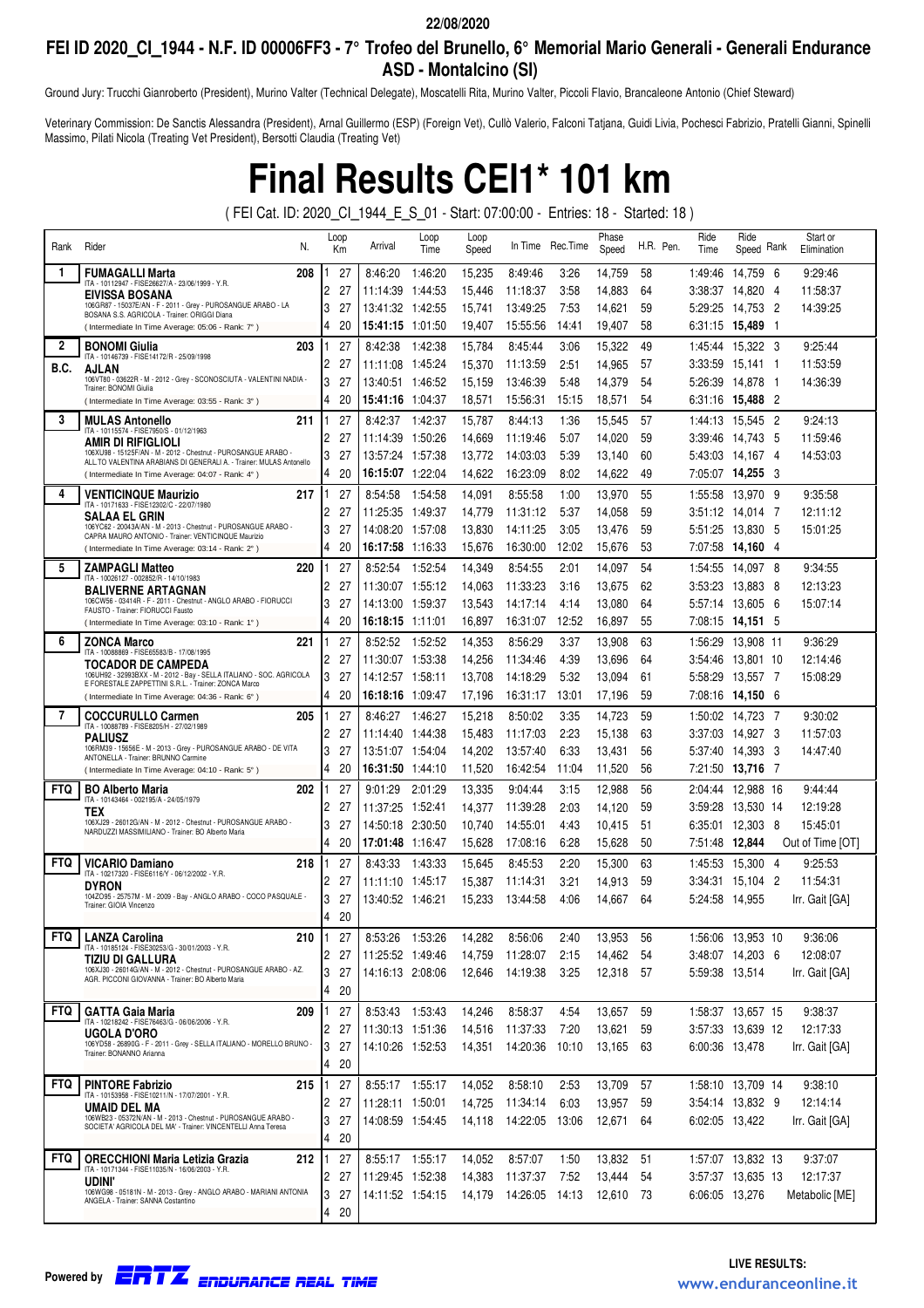22/08/2020

## FEI ID 2020_CI_1944 - N.F. ID 00006FF3 - 7° Trofeo del Brunello, 6° Memorial Mario Generali - Generali Endurance ASD - Montalcino (SI)

Ground Jury: Trucchi Gianroberto (President), Murino Valter (Technical Delegate), Moscatelli Rita, Murino Valter, Piccoli Flavio, Brancaleone Antonio (Chief Steward)

Veterinary Commission: De Sanctis Alessandra (President), Arnal Guillermo (ESP) (Foreign Vet), Cullò Valerio, Falconi Tatjana, Guidi Livia, Pochesci Fabrizio, Pratelli Gianni, Spinelli Massimo, Pilati Nicola (Treating Vet President), Bersotti Claudia (Treating Vet)

# Final Results CEI1* 101 km

( FEI Cat. ID: 2020_CI_1944_E_S_01 - Start: 07:00:00 - Entries: 18 - Started: 18 )

| Rank | Rider | N. | Loop | Km | Arrival | Loop Time | Loop Speed | In Time | Rec.Time | Phase Speed | H.R. | Pen. | Ride Time | Ride Speed | Rank | Start or Elimination |
|---|---|---|---|---|---|---|---|---|---|---|---|---|---|---|---|---|
| 1 | **FUMAGALLI Marta** ITA - 10112947 - FISE26627/A - 23/06/1999 - Y.R. | 208 | 1 | 27 | 8:46:20 | 1:46:20 | 15,235 | 8:49:46 | 3:26 | 14,759 | 58 | | 1:49:46 | 14,759 | 6 | 9:29:46 |
| | **EIVISSA BOSANA** 106GR87 - 15037E/AN - F - 2011 - Grey - PUROSANGUE ARABO - LA BOSANA S.S. AGRICOLA - Trainer: ORIGGI Diana | | 2 | 27 | 11:14:39 | 1:44:53 | 15,446 | 11:18:37 | 3:58 | 14,883 | 64 | | 3:38:37 | 14,820 | 4 | 11:58:37 |
| | | | 3 | 27 | 13:41:32 | 1:42:55 | 15,741 | 13:49:25 | 7:53 | 14,621 | 59 | | 5:29:25 | 14,753 | 2 | 14:39:25 |
| | ( Intermediate In Time Average: 05:06 - Rank: 7° ) | | 4 | 20 | **15:41:15** | 1:01:50 | 19,407 | 15:55:56 | 14:41 | 19,407 | 58 | | 6:31:15 | **15,489** | 1 | |
| 2 B.C. | **BONOMI Giulia** ITA - 10146739 - FISE14172/R - 25/09/1998 | 203 | 1 | 27 | 8:42:38 | 1:42:38 | 15,784 | 8:45:44 | 3:06 | 15,322 | 49 | | 1:45:44 | 15,322 | 3 | 9:25:44 |
| | **AJLAN** 106VT80 - 03622R - M - 2012 - Grey - SCONOSCIUTA - VALENTINI NADIA - Trainer: BONOMI Giulia | | 2 | 27 | 11:11:08 | 1:45:24 | 15,370 | 11:13:59 | 2:51 | 14,965 | 57 | | 3:33:59 | 15,141 | 1 | 11:53:59 |
| | | | 3 | 27 | 13:40:51 | 1:46:52 | 15,159 | 13:46:39 | 5:48 | 14,379 | 54 | | 5:26:39 | 14,878 | 1 | 14:36:39 |
| | ( Intermediate In Time Average: 03:55 - Rank: 3° ) | | 4 | 20 | **15:41:16** | 1:04:37 | 18,571 | 15:56:31 | 15:15 | 18,571 | 54 | | 6:31:16 | **15,488** | 2 | |
| 3 | **MULAS Antonello** ITA - 10115574 - FISE7950/S - 01/12/1963 | 211 | 1 | 27 | 8:42:37 | 1:42:37 | 15,787 | 8:44:13 | 1:36 | 15,545 | 57 | | 1:44:13 | 15,545 | 2 | 9:24:13 |
| | **AMIR DI RIFIGLIOLI** 106XU98 - 15125F/AN - M - 2012 - Chestnut - PUROSANGUE ARABO - ALL.TO VALENTINA ARABIANS DI GENERALI A. - Trainer: MULAS Antonello | | 2 | 27 | 11:14:39 | 1:50:26 | 14,669 | 11:19:46 | 5:07 | 14,020 | 59 | | 3:39:46 | 14,743 | 5 | 11:59:46 |
| | | | 3 | 27 | 13:57:24 | 1:57:38 | 13,772 | 14:03:03 | 5:39 | 13,140 | 60 | | 5:43:03 | 14,167 | 4 | 14:53:03 |
| | ( Intermediate In Time Average: 04:07 - Rank: 4° ) | | 4 | 20 | **16:15:07** | 1:22:04 | 14,622 | 16:23:09 | 8:02 | 14,622 | 49 | | 7:05:07 | **14,255** | 3 | |
| 4 | **VENTICINQUE Maurizio** ITA - 10171633 - FISE12302/C - 22/07/1980 | 217 | 1 | 27 | 8:54:58 | 1:54:58 | 14,091 | 8:55:58 | 1:00 | 13,970 | 55 | | 1:55:58 | 13,970 | 9 | 9:35:58 |
| | **SALAA EL GRIN** 106YC62 - 20043A/AN - M - 2013 - Chestnut - PUROSANGUE ARABO - CAPRA MAURO ANTONIO - Trainer: VENTICINQUE Maurizio | | 2 | 27 | 11:25:35 | 1:49:37 | 14,779 | 11:31:12 | 5:37 | 14,058 | 59 | | 3:51:12 | 14,014 | 7 | 12:11:12 |
| | | | 3 | 27 | 14:08:20 | 1:57:08 | 13,830 | 14:11:25 | 3:05 | 13,476 | 59 | | 5:51:25 | 13,830 | 5 | 15:01:25 |
| | ( Intermediate In Time Average: 03:14 - Rank: 2° ) | | 4 | 20 | **16:17:58** | 1:16:33 | 15,676 | 16:30:00 | 12:02 | 15,676 | 53 | | 7:07:58 | **14,160** | 4 | |
| 5 | **ZAMPAGLI Matteo** ITA - 10026127 - 002852/R - 14/10/1983 | 220 | 1 | 27 | 8:52:54 | 1:52:54 | 14,349 | 8:54:55 | 2:01 | 14,097 | 54 | | 1:54:55 | 14,097 | 8 | 9:34:55 |
| | **BALIVERNE ARTAGNAN** 106CW56 - 03414R - F - 2011 - Chestnut - ANGLO ARABO - FIORUCCI FAUSTO - Trainer: FIORUCCI Fausto | | 2 | 27 | 11:30:07 | 1:55:12 | 14,063 | 11:33:23 | 3:16 | 13,675 | 62 | | 3:53:23 | 13,883 | 8 | 12:13:23 |
| | | | 3 | 27 | 14:13:00 | 1:59:37 | 13,543 | 14:17:14 | 4:14 | 13,080 | 64 | | 5:57:14 | 13,605 | 6 | 15:07:14 |
| | ( Intermediate In Time Average: 03:10 - Rank: 1° ) | | 4 | 20 | **16:18:15** | 1:11:01 | 16,897 | 16:31:07 | 12:52 | 16,897 | 55 | | 7:08:15 | **14,151** | 5 | |
| 6 | **ZONCA Marco** ITA - 10088869 - FISE65583/B - 17/08/1995 | 221 | 1 | 27 | 8:52:52 | 1:52:52 | 14,353 | 8:56:29 | 3:37 | 13,908 | 63 | | 1:56:29 | 13,908 | 11 | 9:36:29 |
| | **TOCADOR DE CAMPEDA** 106UH92 - 32993BXX - M - 2012 - Bay - SELLA ITALIANO - SOC. AGRICOLA E FORESTALE ZAPPETTINI S.R.L. - Trainer: ZONCA Marco | | 2 | 27 | 11:30:07 | 1:53:38 | 14,256 | 11:34:46 | 4:39 | 13,696 | 64 | | 3:54:46 | 13,801 | 10 | 12:14:46 |
| | | | 3 | 27 | 14:12:57 | 1:58:11 | 13,708 | 14:18:29 | 5:32 | 13,094 | 61 | | 5:58:29 | 13,557 | 7 | 15:08:29 |
| | ( Intermediate In Time Average: 04:36 - Rank: 6° ) | | 4 | 20 | **16:18:16** | 1:09:47 | 17,196 | 16:31:17 | 13:01 | 17,196 | 59 | | 7:08:16 | **14,150** | 6 | |
| 7 | **COCCURULLO Carmen** ITA - 10088789 - FISE8205/H - 27/02/1989 | 205 | 1 | 27 | 8:46:27 | 1:46:27 | 15,218 | 8:50:02 | 3:35 | 14,723 | 59 | | 1:50:02 | 14,723 | 7 | 9:30:02 |
| | **PALIUSZ** 106RM39 - 15656E - M - 2013 - Grey - PUROSANGUE ARABO - DE VITA ANTONELLA - Trainer: BRUNNO Carmine | | 2 | 27 | 11:14:40 | 1:44:38 | 15,483 | 11:17:03 | 2:23 | 15,138 | 63 | | 3:37:03 | 14,927 | 3 | 11:57:03 |
| | | | 3 | 27 | 13:51:07 | 1:54:04 | 14,202 | 13:57:40 | 6:33 | 13,431 | 56 | | 5:37:40 | 14,393 | 3 | 14:47:40 |
| | ( Intermediate In Time Average: 04:10 - Rank: 5° ) | | 4 | 20 | **16:31:50** | 1:44:10 | 11,520 | 16:42:54 | 11:04 | 11,520 | 56 | | 7:21:50 | **13,716** | 7 | |
| FTQ | **BO Alberto Maria** ITA - 10143464 - 002195/A - 24/05/1979 | 202 | 1 | 27 | 9:01:29 | 2:01:29 | 13,335 | 9:04:44 | 3:15 | 12,988 | 56 | | 2:04:44 | 12,988 | 16 | 9:44:44 |
| | **TEX** 106XJ29 - 26012G/AN - M - 2012 - Chestnut - PUROSANGUE ARABO - NARDUZZI MASSIMILIANO - Trainer: BO Alberto Maria | | 2 | 27 | 11:37:25 | 1:52:41 | 14,377 | 11:39:28 | 2:03 | 14,120 | 59 | | 3:59:28 | 13,530 | 14 | 12:19:28 |
| | | | 3 | 27 | 14:50:18 | 2:30:50 | 10,740 | 14:55:01 | 4:43 | 10,415 | 51 | | 6:35:01 | 12,303 | 8 | 15:45:01 |
| | | | 4 | 20 | 17:01:48 | 1:16:47 | 15,628 | 17:08:16 | 6:28 | 15,628 | 50 | | 7:51:48 | **12,844** | | Out of Time [OT] |
| FTQ | **VICARIO Damiano** ITA - 10217320 - FISE6116/Y - 06/12/2002 - Y.R. | 218 | 1 | 27 | 8:43:33 | 1:43:33 | 15,645 | 8:45:53 | 2:20 | 15,300 | 63 | | 1:45:53 | 15,300 | 4 | 9:25:53 |
| | **DYRON** 104ZO95 - 25757M - M - 2009 - Bay - ANGLO ARABO - COCO PASQUALE - Trainer: GIOIA Vincenzo | | 2 | 27 | 11:11:10 | 1:45:17 | 15,387 | 11:14:31 | 3:21 | 14,913 | 59 | | 3:34:31 | 15,104 | 2 | 11:54:31 |
| | | | 3 | 27 | 13:40:52 | 1:46:21 | 15,233 | 13:44:58 | 4:06 | 14,667 | 64 | | 5:24:58 | 14,955 | | Irr. Gait [GA] |
| | | | 4 | 20 | | | | | | | | | | | | |
| FTQ | **LANZA Carolina** ITA - 10185124 - FISE30253/G - 30/01/2003 - Y.R. | 210 | 1 | 27 | 8:53:26 | 1:53:26 | 14,282 | 8:56:06 | 2:40 | 13,953 | 56 | | 1:56:06 | 13,953 | 10 | 9:36:06 |
| | **TIZIU DI GALLURA** 106XJ30 - 26014G/AN - M - 2012 - Chestnut - PUROSANGUE ARABO - AZ. AGR. PICCONI GIOVANNA - Trainer: BO Alberto Maria | | 2 | 27 | 11:25:52 | 1:49:46 | 14,759 | 11:28:07 | 2:15 | 14,462 | 54 | | 3:48:07 | 14,203 | 6 | 12:08:07 |
| | | | 3 | 27 | 14:16:13 | 2:08:06 | 12,646 | 14:19:38 | 3:25 | 12,318 | 57 | | 5:59:38 | 13,514 | | Irr. Gait [GA] |
| | | | 4 | 20 | | | | | | | | | | | | |
| FTQ | **GATTA Gaia Maria** ITA - 10218242 - FISE76463/G - 06/06/2006 - Y.R. | 209 | 1 | 27 | 8:53:43 | 1:53:43 | 14,246 | 8:58:37 | 4:54 | 13,657 | 59 | | 1:58:37 | 13,657 | 15 | 9:38:37 |
| | **UGOLA D'ORO** 106YD58 - 26890G - F - 2011 - Grey - SELLA ITALIANO - MORELLO BRUNO - Trainer: BONANNO Arianna | | 2 | 27 | 11:30:13 | 1:51:36 | 14,516 | 11:37:33 | 7:20 | 13,621 | 59 | | 3:57:33 | 13,639 | 12 | 12:17:33 |
| | | | 3 | 27 | 14:10:26 | 1:52:53 | 14,351 | 14:20:36 | 10:10 | 13,165 | 63 | | 6:00:36 | 13,478 | | Irr. Gait [GA] |
| | | | 4 | 20 | | | | | | | | | | | | |
| FTQ | **PINTORE Fabrizio** ITA - 10153958 - FISE10211/N - 17/07/2001 - Y.R. | 215 | 1 | 27 | 8:55:17 | 1:55:17 | 14,052 | 8:58:10 | 2:53 | 13,709 | 57 | | 1:58:10 | 13,709 | 14 | 9:38:10 |
| | **UMAID DEL MA** 106WB23 - 05372N/AN - M - 2013 - Chestnut - PUROSANGUE ARABO - SOCIETA' AGRICOLA DEL MA' - Trainer: VINCENTELLI Anna Teresa | | 2 | 27 | 11:28:11 | 1:50:01 | 14,725 | 11:34:14 | 6:03 | 13,957 | 59 | | 3:54:14 | 13,832 | 9 | 12:14:14 |
| | | | 3 | 27 | 14:08:59 | 1:54:45 | 14,118 | 14:22:05 | 13:06 | 12,671 | 64 | | 6:02:05 | 13,422 | | Irr. Gait [GA] |
| | | | 4 | 20 | | | | | | | | | | | | |
| FTQ | **ORECCHIONI Maria Letizia Grazia** ITA - 10171344 - FISE11035/N - 16/06/2003 - Y.R. | 212 | 1 | 27 | 8:55:17 | 1:55:17 | 14,052 | 8:57:07 | 1:50 | 13,832 | 51 | | 1:57:07 | 13,832 | 13 | 9:37:07 |
| | **UDINI'** 106WG98 - 05181N - M - 2013 - Grey - ANGLO ARABO - MARIANI ANTONIA ANGELA - Trainer: SANNA Costantino | | 2 | 27 | 11:29:45 | 1:52:38 | 14,383 | 11:37:37 | 7:52 | 13,444 | 54 | | 3:57:37 | 13,635 | 13 | 12:17:37 |
| | | | 3 | 27 | 14:11:52 | 1:54:15 | 14,179 | 14:26:05 | 14:13 | 12,610 | 73 | | 6:06:05 | 13,276 | | Metabolic [ME] |
| | | | 4 | 20 | | | | | | | | | | | | |

Powered by ERTZ ENDURANCE REAL TIME

LIVE RESULTS: www.enduranceonline.it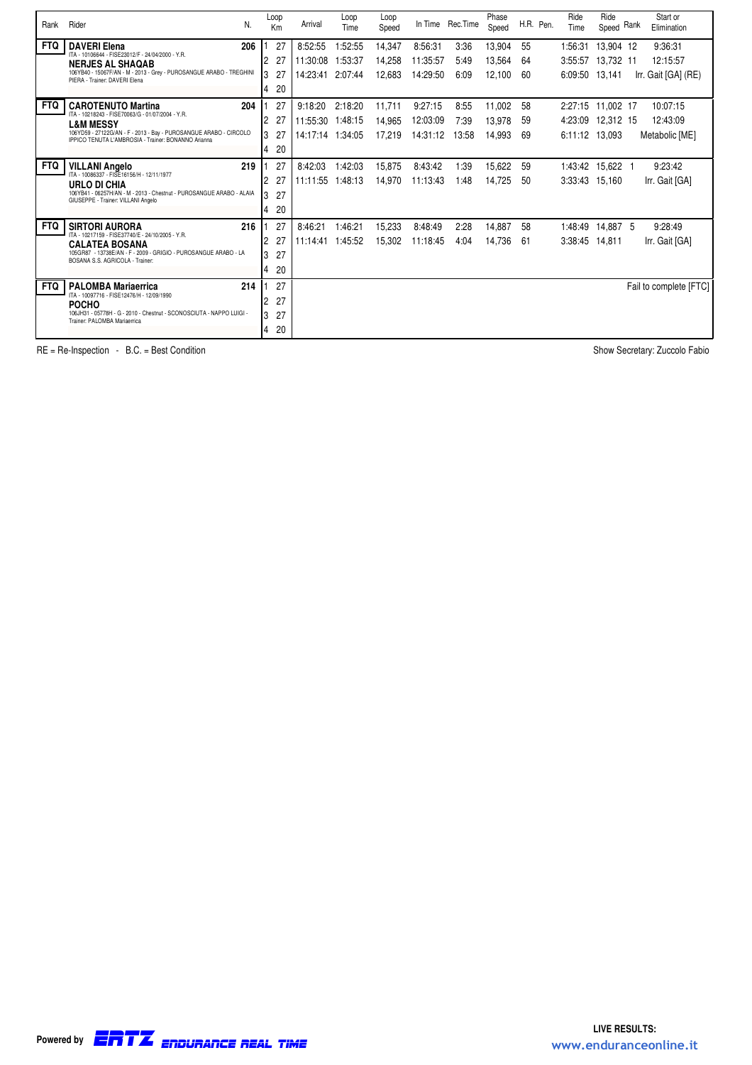| Rank | Rider | N. | Loop | Km | Arrival | Loop Time | Loop Speed | In Time | Rec.Time | Phase Speed | H.R. | Pen. | Ride Time | Ride Speed | Rank | Start or Elimination |
|---|---|---|---|---|---|---|---|---|---|---|---|---|---|---|---|---|
| FTQ | **DAVERI Elena** ITA - 10106644 - FISE23012/F - 24/04/2000 - Y.R. **NERJES AL SHAQAB** 106YB40 - 15067F/AN - M - 2013 - Grey - PUROSANGUE ARABO - TREGHINI PIERA - Trainer: DAVERI Elena | 206 | 1 | 27 | 8:52:55 | 1:52:55 | 14,347 | 8:56:31 | 3:36 | 13,904 | 55 | | 1:56:31 | 13,904 | 12 | 9:36:31 |
| | | | 2 | 27 | 11:30:08 | 1:53:37 | 14,258 | 11:35:57 | 5:49 | 13,564 | 64 | | 3:55:57 | 13,732 | 11 | 12:15:57 |
| | | | 3 | 27 | 14:23:41 | 2:07:44 | 12,683 | 14:29:50 | 6:09 | 12,100 | 60 | | 6:09:50 | 13,141 | | Irr. Gait [GA] (RE) |
| | | | 4 | 20 | | | | | | | | | | | | |
| FTQ | **CAROTENUTO Martina** ITA - 10218243 - FISE70063/G - 01/07/2004 - Y.R. **L&M MESSY** 106YD59 - 27122G/AN - F - 2013 - Bay - PUROSANGUE ARABO - CIRCOLO IPPICO TENUTA L'AMBROSIA - Trainer: BONANNO Arianna | 204 | 1 | 27 | 9:18:20 | 2:18:20 | 11,711 | 9:27:15 | 8:55 | 11,002 | 58 | | 2:27:15 | 11,002 | 17 | 10:07:15 |
| | | | 2 | 27 | 11:55:30 | 1:48:15 | 14,965 | 12:03:09 | 7:39 | 13,978 | 59 | | 4:23:09 | 12,312 | 15 | 12:43:09 |
| | | | 3 | 27 | 14:17:14 | 1:34:05 | 17,219 | 14:31:12 | 13:58 | 14,993 | 69 | | 6:11:12 | 13,093 | | Metabolic [ME] |
| | | | 4 | 20 | | | | | | | | | | | | |
| FTQ | **VILLANI Angelo** ITA - 10086337 - FISE16156/H - 12/11/1977 **URLO DI CHIA** 106YB41 - 06257H/AN - M - 2013 - Chestnut - PUROSANGUE ARABO - ALAIA GIUSEPPE - Trainer: VILLANI Angelo | 219 | 1 | 27 | 8:42:03 | 1:42:03 | 15,875 | 8:43:42 | 1:39 | 15,622 | 59 | | 1:43:42 | 15,622 | 1 | 9:23:42 |
| | | | 2 | 27 | 11:11:55 | 1:48:13 | 14,970 | 11:13:43 | 1:48 | 14,725 | 50 | | 3:33:43 | 15,160 | | Irr. Gait [GA] |
| | | | 3 | 27 | | | | | | | | | | | | |
| | | | 4 | 20 | | | | | | | | | | | | |
| FTQ | **SIRTORI AURORA** ITA - 10217159 - FISE37740/E - 24/10/2005 - Y.R. **CALATEA BOSANA** 105GR87 - 13738E/AN - F - 2009 - GRIGIO - PUROSANGUE ARABO - LA BOSANA S.S. AGRICOLA - Trainer: | 216 | 1 | 27 | 8:46:21 | 1:46:21 | 15,233 | 8:48:49 | 2:28 | 14,887 | 58 | | 1:48:49 | 14,887 | 5 | 9:28:49 |
| | | | 2 | 27 | 11:14:41 | 1:45:52 | 15,302 | 11:18:45 | 4:04 | 14,736 | 61 | | 3:38:45 | 14,811 | | Irr. Gait [GA] |
| | | | 3 | 27 | | | | | | | | | | | | |
| | | | 4 | 20 | | | | | | | | | | | | |
| FTQ | **PALOMBA Mariaerrica** ITA - 10097716 - FISE12476/H - 12/09/1990 **POCHO** 106JH31 - 05778H - G - 2010 - Chestnut - SCONOSCIUTA - NAPPO LUIGI - Trainer: PALOMBA Mariaerrica | 214 | 1 | 27 | | | | | | | | | | | | Fail to complete [FTC] |
| | | | 2 | 27 | | | | | | | | | | | | |
| | | | 3 | 27 | | | | | | | | | | | | |
| | | | 4 | 20 | | | | | | | | | | | | |

RE = Re-Inspection - B.C. = Best Condition

Show Secretary: Zuccolo Fabio

Powered by ERTZ ENDURANCE REAL TIME

LIVE RESULTS: www.enduranceonline.it